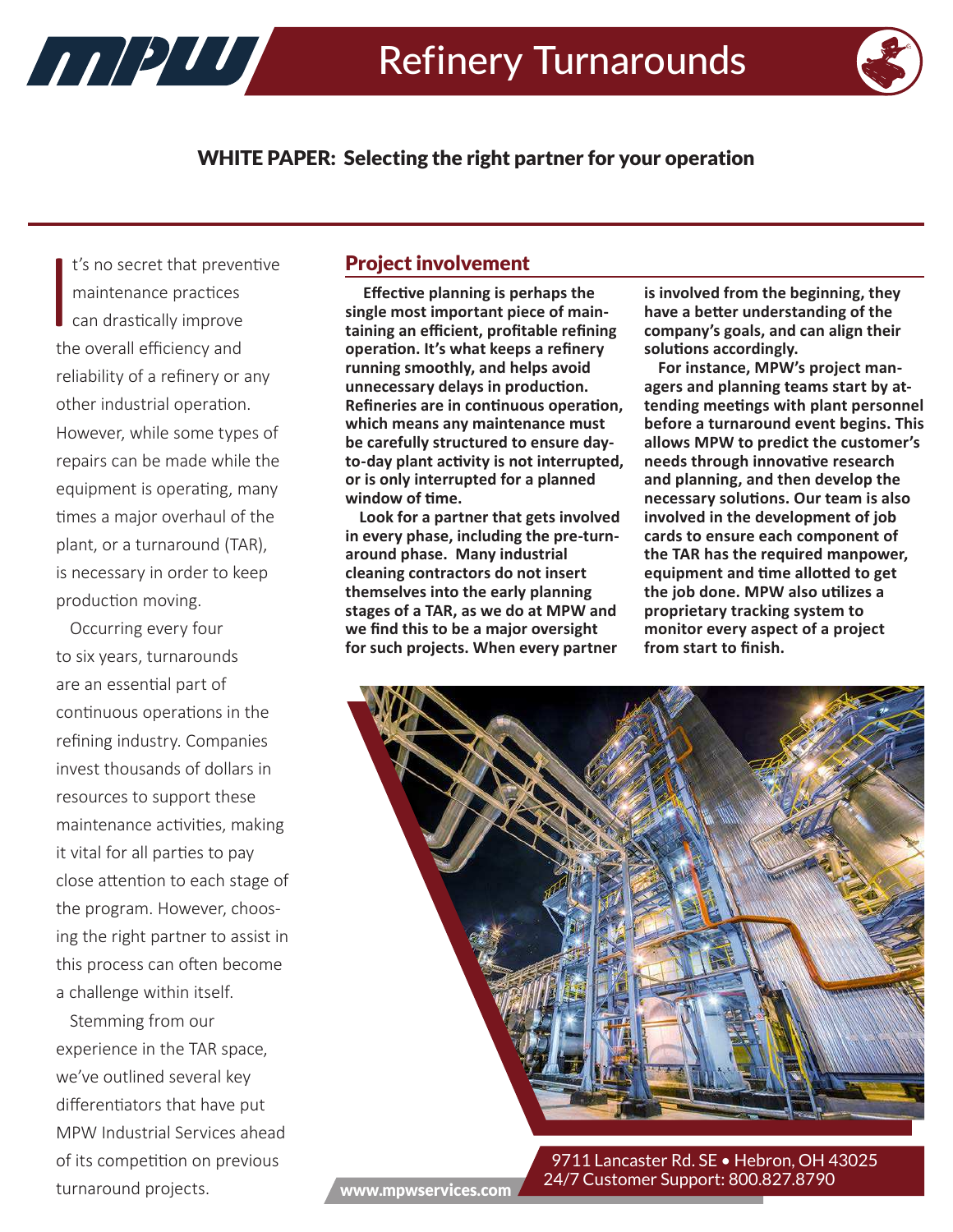# Refinery Turnarounds

## WHITE PAPER: Selecting the right partner for your operation

It's no secret that preventive maintenance practices can drastically improve the overall efficiency and reliability of a refinery or any other industrial operation. However, while some types of repairs can be made while the equipment is operating, many times a major overhaul of the plant, or a turnaround (TAR), is necessary in order to keep production moving.

Occurring every four to six years, turnarounds are an essential part of continuous operations in the refining industry. Companies invest thousands of dollars in resources to support these maintenance activities, making it vital for all parties to pay close attention to each stage of the program. However, choosing the right partner to assist in this process can often become a challenge within itself.

Stemming from our experience in the TAR space, we've outlined several key differentiators that have put MPW Industrial Services ahead of its competition on previous turnaround projects.

### Project involvement

**Effective planning is perhaps the single most important piece of maintaining an efficient, profitable refining operation. It's what keeps a refinery running smoothly, and helps avoid unnecessary delays in production. Refineries are in continuous operation, which means any maintenance must be carefully structured to ensure day-to-day plant activity is not interrupted, or is only interrupted for a planned window of time.**

**Look for a partner that gets involved in every phase, including the pre-turnaround phase. Many industrial cleaning contractors do not insert themselves into the early planning stages of a TAR, as we do at MPW and we find this to be a major oversight for such projects. When every partner is involved from the beginning, they have a better understanding of the company's goals, and can align their solutions accordingly.**

**For instance, MPW's project managers and planning teams start by attending meetings with plant personnel before a turnaround event begins. This allows MPW to predict the customer's needs through innovative research and planning, and then develop the necessary solutions. Our team is also involved in the development of job cards to ensure each component of the TAR has the required manpower, equipment and time allotted to get the job done. MPW also utilizes a proprietary tracking system to monitor every aspect of a project from start to finish.**

www.mpwservices.com

9711 Lancaster Rd. SE • Hebron, OH 43025
24/7 Customer Support: 800.827.8790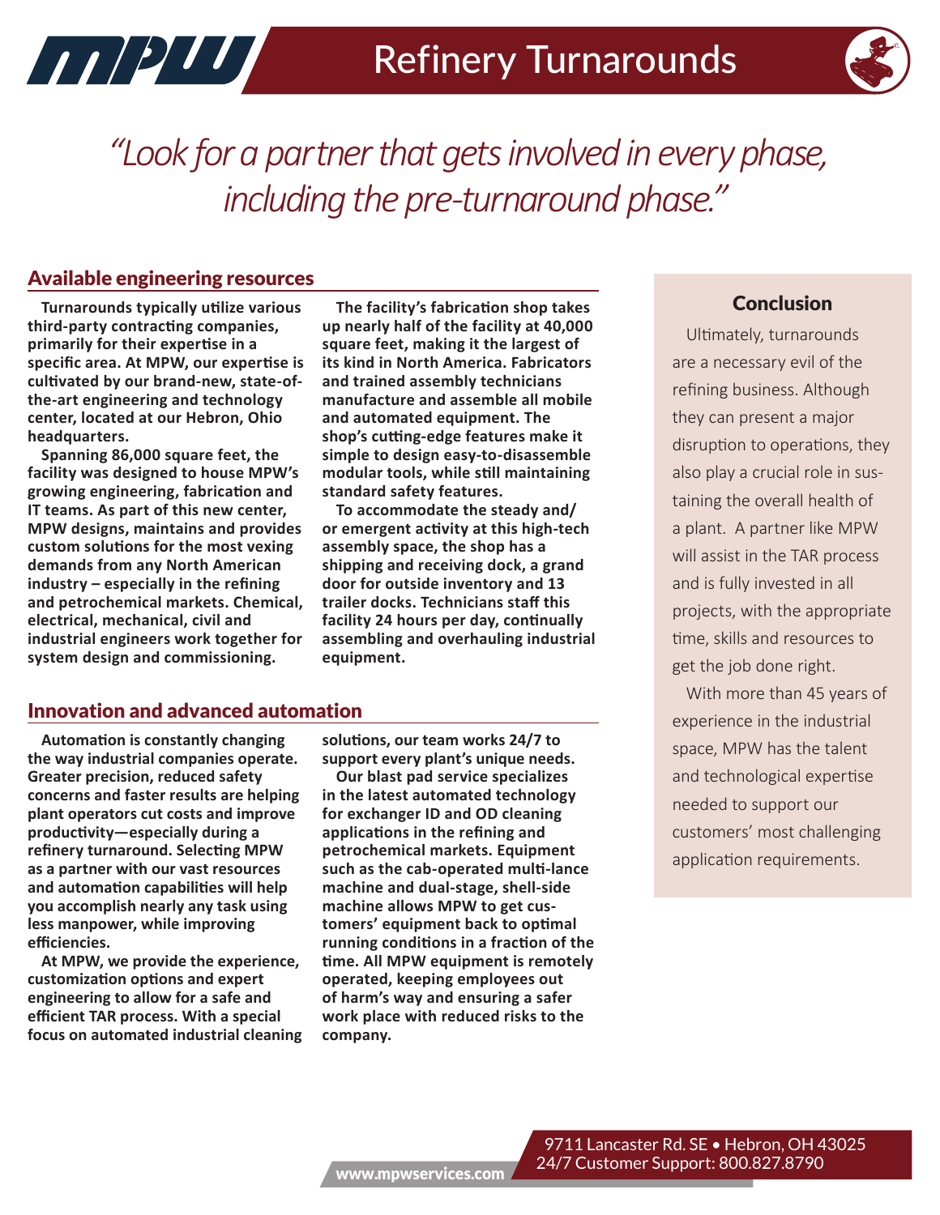# Refinery Turnarounds

*"Look for a partner that gets involved in every phase, including the pre-turnaround phase."*

## Available engineering resources

**Turnarounds typically utilize various third-party contracting companies, primarily for their expertise in a specific area. At MPW, our expertise is cultivated by our brand-new, state-of-the-art engineering and technology center, located at our Hebron, Ohio headquarters.**

**Spanning 86,000 square feet, the facility was designed to house MPW's growing engineering, fabrication and IT teams. As part of this new center, MPW designs, maintains and provides custom solutions for the most vexing demands from any North American industry – especially in the refining and petrochemical markets. Chemical, electrical, mechanical, civil and industrial engineers work together for system design and commissioning.**

**The facility's fabrication shop takes up nearly half of the facility at 40,000 square feet, making it the largest of its kind in North America. Fabricators and trained assembly technicians manufacture and assemble all mobile and automated equipment. The shop's cutting-edge features make it simple to design easy-to-disassemble modular tools, while still maintaining standard safety features.**

**To accommodate the steady and/or emergent activity at this high-tech assembly space, the shop has a shipping and receiving dock, a grand door for outside inventory and 13 trailer docks. Technicians staff this facility 24 hours per day, continually assembling and overhauling industrial equipment.**

## Innovation and advanced automation

**Automation is constantly changing the way industrial companies operate. Greater precision, reduced safety concerns and faster results are helping plant operators cut costs and improve productivity—especially during a refinery turnaround. Selecting MPW as a partner with our vast resources and automation capabilities will help you accomplish nearly any task using less manpower, while improving efficiencies.**

**At MPW, we provide the experience, customization options and expert engineering to allow for a safe and efficient TAR process. With a special focus on automated industrial cleaning solutions, our team works 24/7 to support every plant's unique needs.**

**Our blast pad service specializes in the latest automated technology for exchanger ID and OD cleaning applications in the refining and petrochemical markets. Equipment such as the cab-operated multi-lance machine and dual-stage, shell-side machine allows MPW to get customers' equipment back to optimal running conditions in a fraction of the time. All MPW equipment is remotely operated, keeping employees out of harm's way and ensuring a safer work place with reduced risks to the company.**

### Conclusion

Ultimately, turnarounds are a necessary evil of the refining business. Although they can present a major disruption to operations, they also play a crucial role in sustaining the overall health of a plant. A partner like MPW will assist in the TAR process and is fully invested in all projects, with the appropriate time, skills and resources to get the job done right.

With more than 45 years of experience in the industrial space, MPW has the talent and technological expertise needed to support our customers' most challenging application requirements.

www.mpwservices.com

9711 Lancaster Rd. SE • Hebron, OH 43025
24/7 Customer Support: 800.827.8790